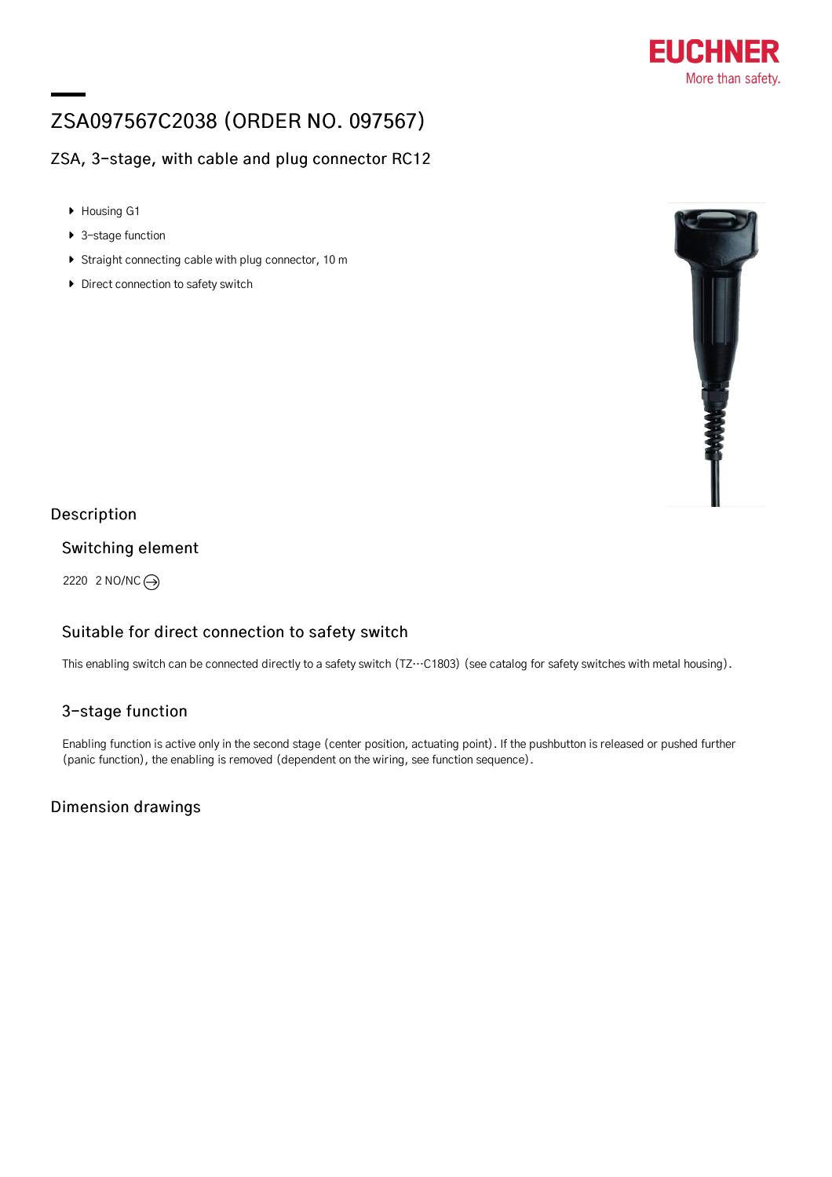# ZSA097567C2038 (ORDER NO. 097567)

## ZSA, 3-stage, with cable and plug connector RC12

- Housing G1
- 3-stage function
- Straight connecting cable with plug connector, 10 m
- Direct connection to safety switch

## Description

### Switching element

2220 2 NO/NC ⊖

### Suitable for direct connection to safety switch

This enabling switch can be connected directly to a safety switch (TZ…C1803) (see catalog for safety switches with metal housing).

### 3-stage function

Enabling function is active only in the second stage (center position, actuating point). If the pushbutton is released or pushed further (panic function), the enabling is removed (dependent on the wiring, see function sequence).

## Dimension drawings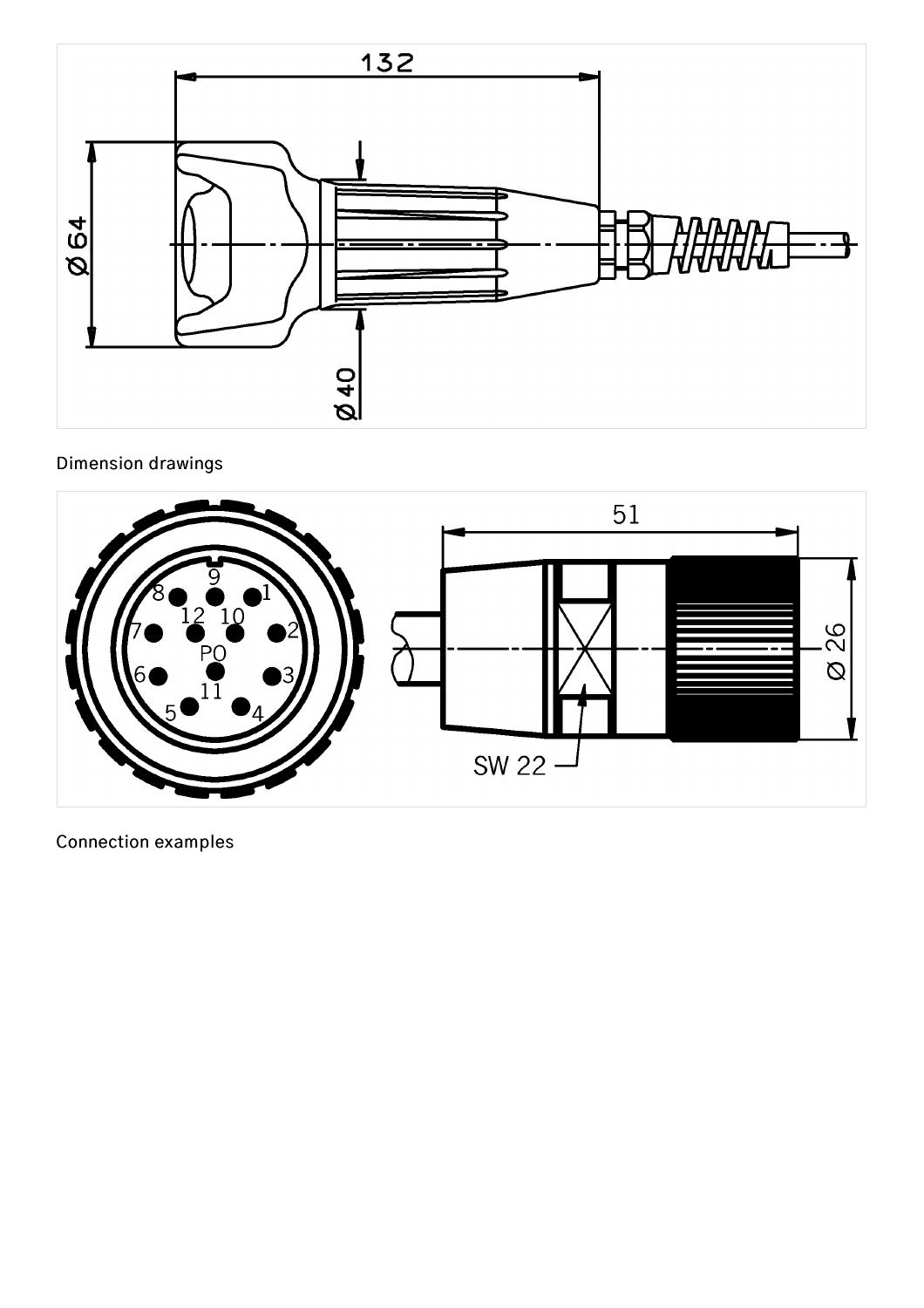Dimension drawings

Connection examples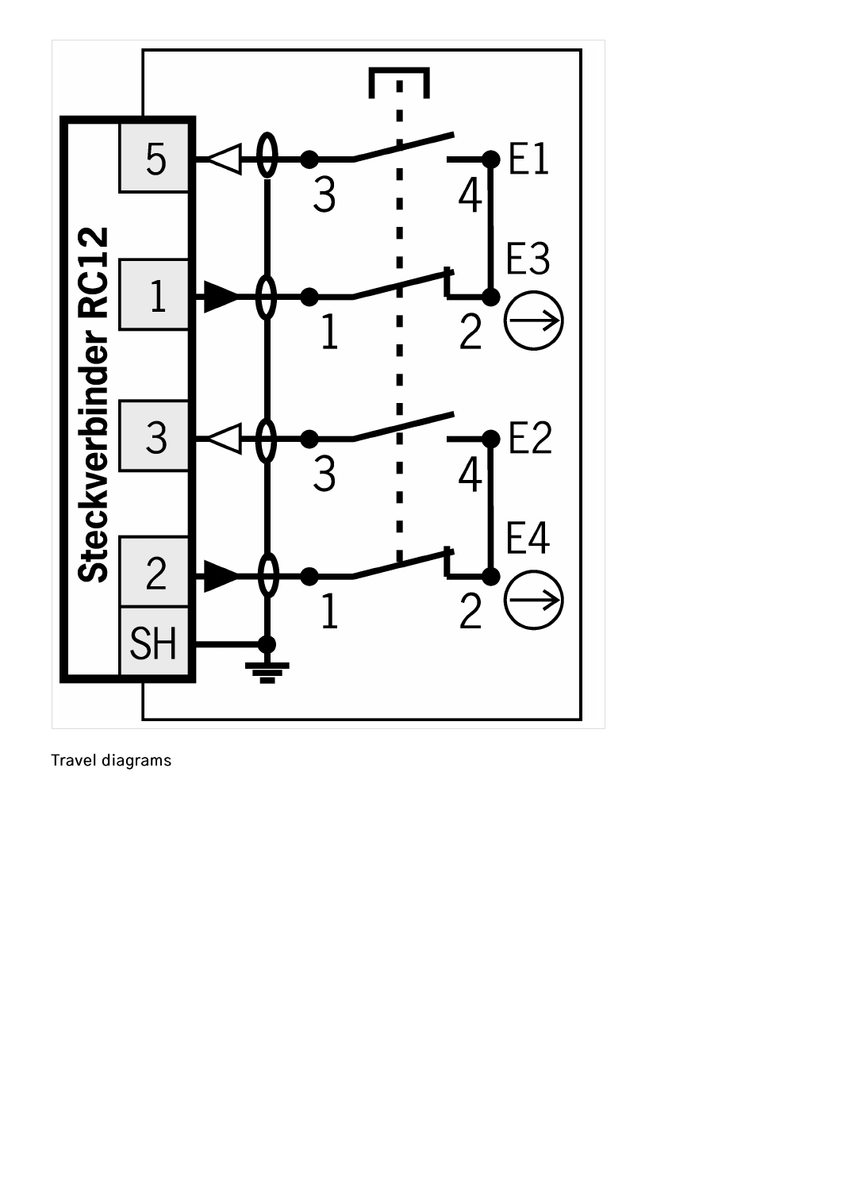Travel diagrams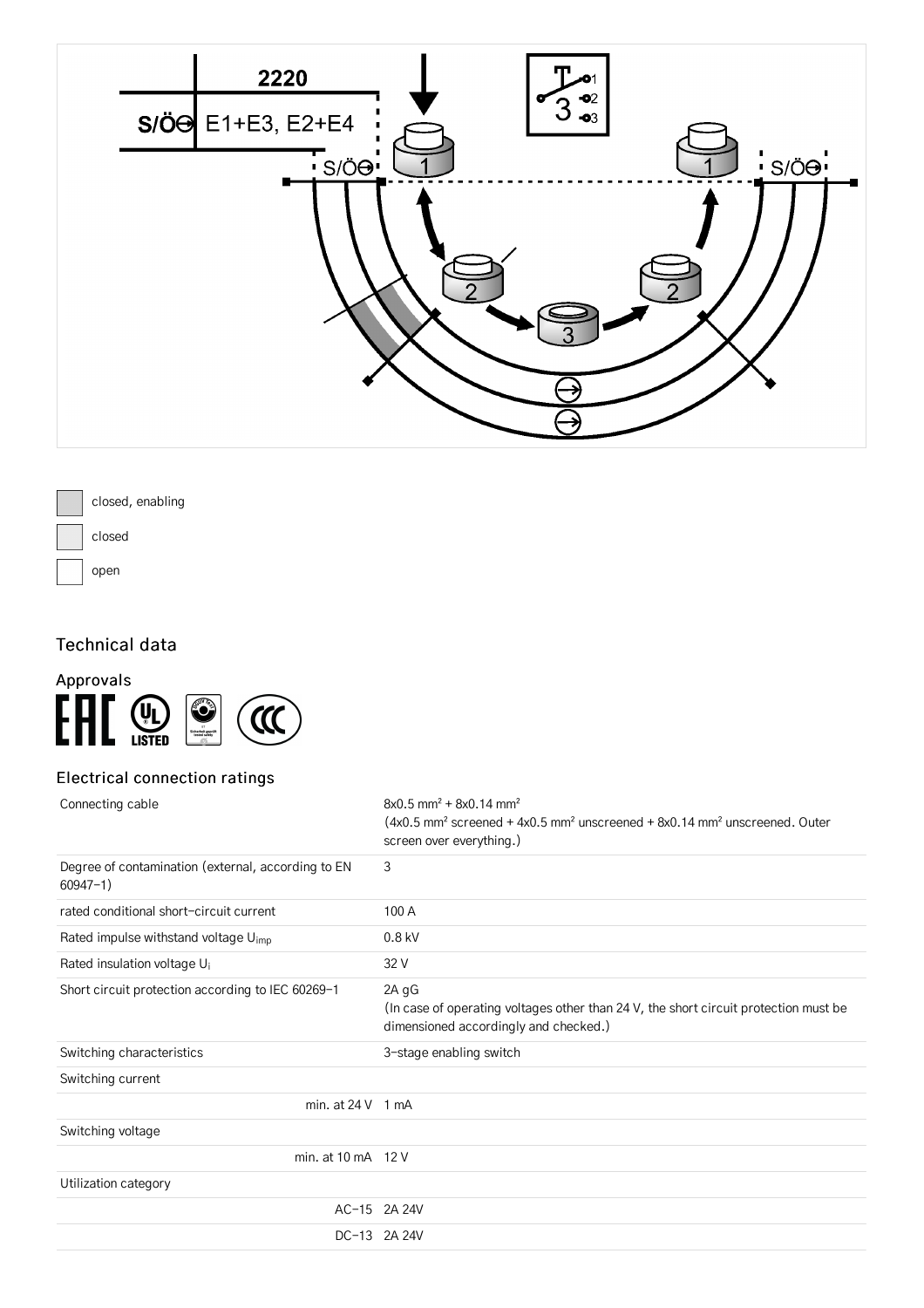closed, enabling

closed

open

## Technical data

### Approvals

### Electrical connection ratings

| | |
|---|---|
| Connecting cable | 8x0.5 mm² + 8x0.14 mm² (4x0.5 mm² screened + 4x0.5 mm² unscreened + 8x0.14 mm² unscreened. Outer screen over everything.) |
| Degree of contamination (external, according to EN 60947-1) | 3 |
| rated conditional short-circuit current | 100 A |
| Rated impulse withstand voltage $U_{imp}$ | 0.8 kV |
| Rated insulation voltage $U_i$ | 32 V |
| Short circuit protection according to IEC 60269-1 | 2A gG (In case of operating voltages other than 24 V, the short circuit protection must be dimensioned accordingly and checked.) |
| Switching characteristics | 3-stage enabling switch |
| Switching current | |
| min. at 24 V | 1 mA |
| Switching voltage | |
| min. at 10 mA | 12 V |
| Utilization category | |
| AC-15 | 2A 24V |
| DC-13 | 2A 24V |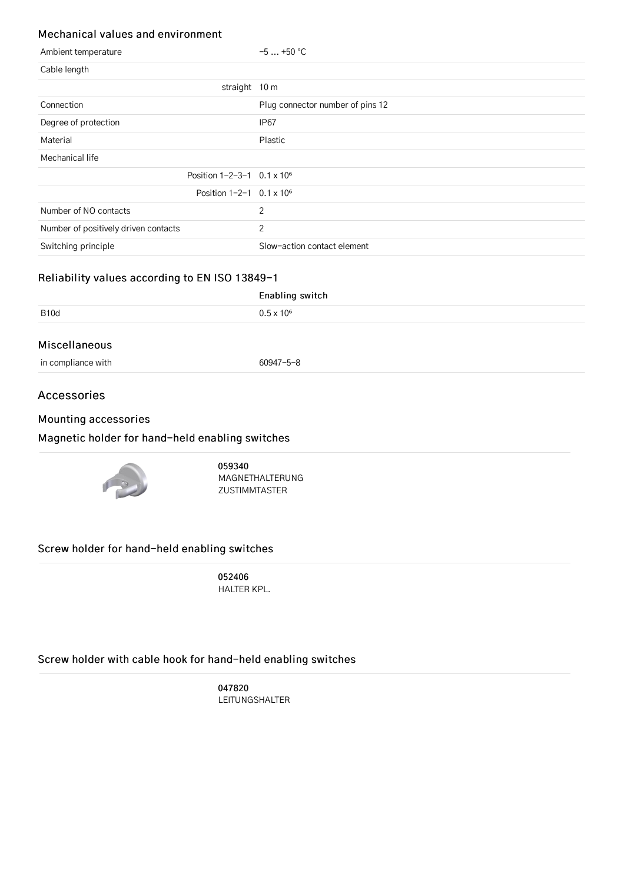### Mechanical values and environment

| | |
|---|---|
| Ambient temperature | −5 … +50 °C |
| Cable length | |
| straight | 10 m |
| Connection | Plug connector number of pins 12 |
| Degree of protection | IP67 |
| Material | Plastic |
| Mechanical life | |
| Position 1−2−3−1 | $0.1 \times 10^6$ |
| Position 1−2−1 | $0.1 \times 10^6$ |
| Number of NO contacts | 2 |
| Number of positively driven contacts | 2 |
| Switching principle | Slow-action contact element |

### Reliability values according to EN ISO 13849-1

| | Enabling switch |
|---|---|
| B10d | $0.5 \times 10^6$ |

### Miscellaneous

| | |
|---|---|
| in compliance with | 60947-5-8 |

## Accessories

### Mounting accessories

### Magnetic holder for hand-held enabling switches

**059340**
MAGNETHALTERUNG ZUSTIMMTASTER

### Screw holder for hand-held enabling switches

**052406**
HALTER KPL.

### Screw holder with cable hook for hand-held enabling switches

**047820**
LEITUNGSHALTER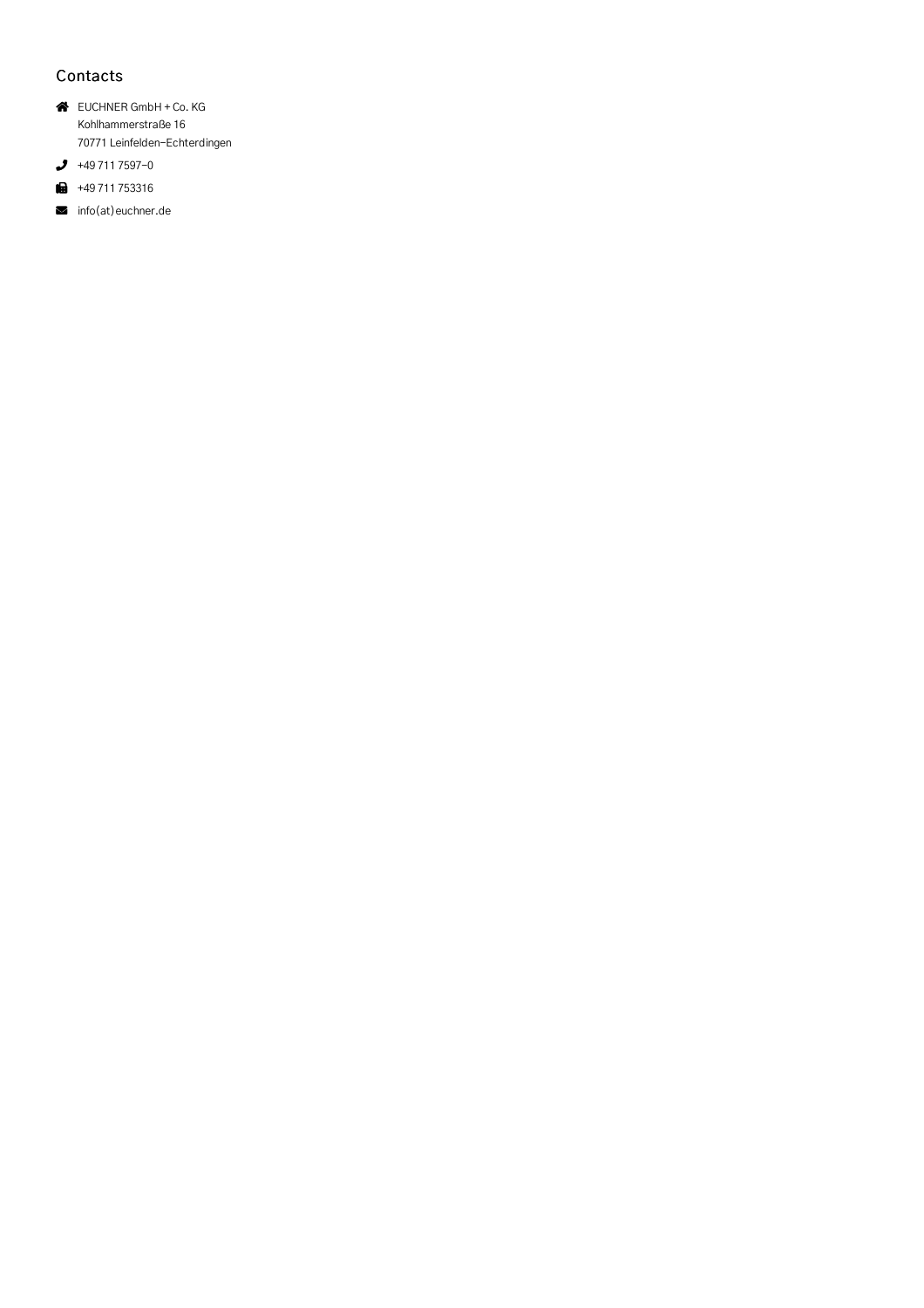## Contacts

EUCHNER GmbH + Co. KG
Kohlhammerstraße 16
70771 Leinfelden-Echterdingen

+49 711 7597-0

+49 711 753316

info(at)euchner.de